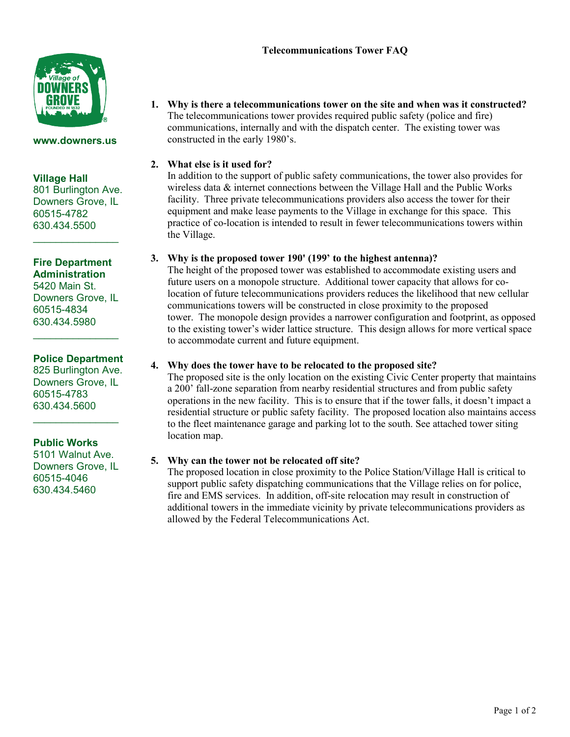# Telecommunications Tower FAQ

**www.downers.us**

**Village Hall**
801 Burlington Ave.
Downers Grove, IL
60515-4782
630.434.5500

**Fire Department Administration**
5420 Main St.
Downers Grove, IL
60515-4834
630.434.5980

**Police Department**
825 Burlington Ave.
Downers Grove, IL
60515-4783
630.434.5600

**Public Works**
5101 Walnut Ave.
Downers Grove, IL
60515-4046
630.434.5460

1. **Why is there a telecommunications tower on the site and when was it constructed?**
   The telecommunications tower provides required public safety (police and fire) communications, internally and with the dispatch center. The existing tower was constructed in the early 1980's.

2. **What else is it used for?**
   In addition to the support of public safety communications, the tower also provides for wireless data & internet connections between the Village Hall and the Public Works facility. Three private telecommunications providers also access the tower for their equipment and make lease payments to the Village in exchange for this space. This practice of co-location is intended to result in fewer telecommunications towers within the Village.

3. **Why is the proposed tower 190' (199' to the highest antenna)?**
   The height of the proposed tower was established to accommodate existing users and future users on a monopole structure. Additional tower capacity that allows for co-location of future telecommunications providers reduces the likelihood that new cellular communications towers will be constructed in close proximity to the proposed tower. The monopole design provides a narrower configuration and footprint, as opposed to the existing tower's wider lattice structure. This design allows for more vertical space to accommodate current and future equipment.

4. **Why does the tower have to be relocated to the proposed site?**
   The proposed site is the only location on the existing Civic Center property that maintains a 200' fall-zone separation from nearby residential structures and from public safety operations in the new facility. This is to ensure that if the tower falls, it doesn't impact a residential structure or public safety facility. The proposed location also maintains access to the fleet maintenance garage and parking lot to the south. See attached tower siting location map.

5. **Why can the tower not be relocated off site?**
   The proposed location in close proximity to the Police Station/Village Hall is critical to support public safety dispatching communications that the Village relies on for police, fire and EMS services. In addition, off-site relocation may result in construction of additional towers in the immediate vicinity by private telecommunications providers as allowed by the Federal Telecommunications Act.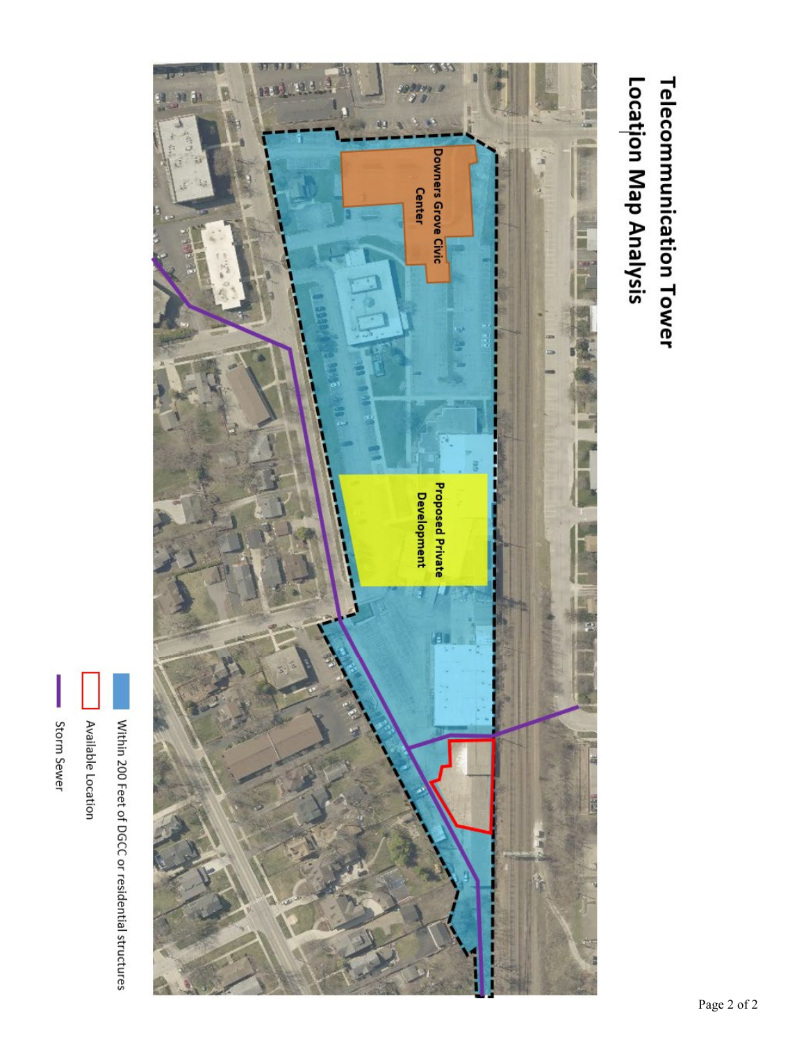# Telecommunication Tower Location Map Analysis

Downners Grove Civic Center

Proposed Private Development

Within 200 Feet of DGCC or residential structures

Available Location

Storm Sewer